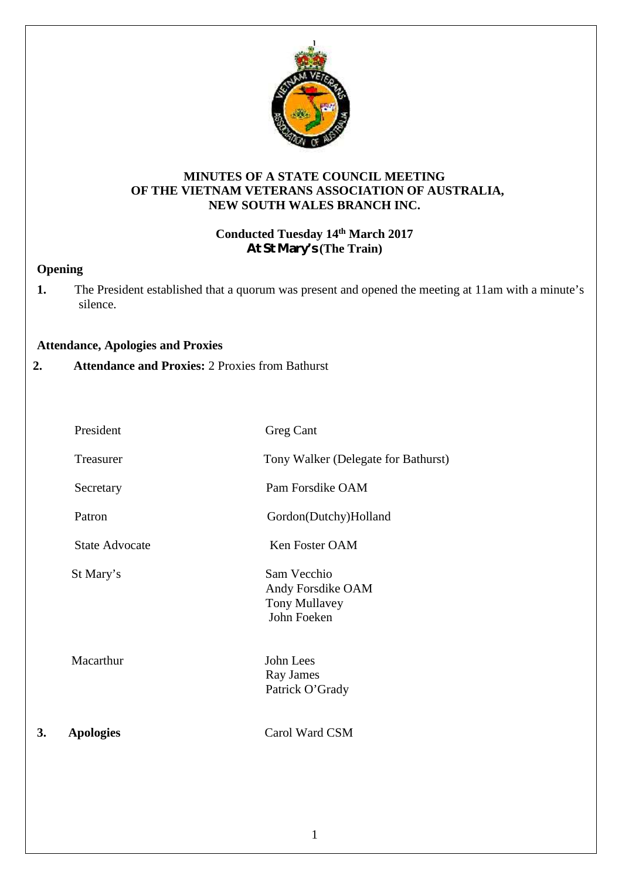**MINUTES OF A STATE COUNCIL MEETING**
**OF THE VIETNAM VETERANS ASSOCIATION OF AUSTRALIA,**
**NEW SOUTH WALES BRANCH INC.**

**Conducted Tuesday 14th March 2017**
**At St Mary's (The Train)**

### Opening

**1.** The President established that a quorum was present and opened the meeting at 11am with a minute's silence.

### Attendance, Apologies and Proxies

**2. Attendance and Proxies:** 2 Proxies from Bathurst

| | |
|---|---|
| President | Greg Cant |
| Treasurer | Tony Walker (Delegate for Bathurst) |
| Secretary | Pam Forsdike OAM |
| Patron | Gordon(Dutchy)Holland |
| State Advocate | Ken Foster OAM |
| St Mary's | Sam Vecchio<br>Andy Forsdike OAM<br>Tony Mullavey<br>John Foeken |
| Macarthur | John Lees<br>Ray James<br>Patrick O'Grady |

**3. Apologies** Carol Ward CSM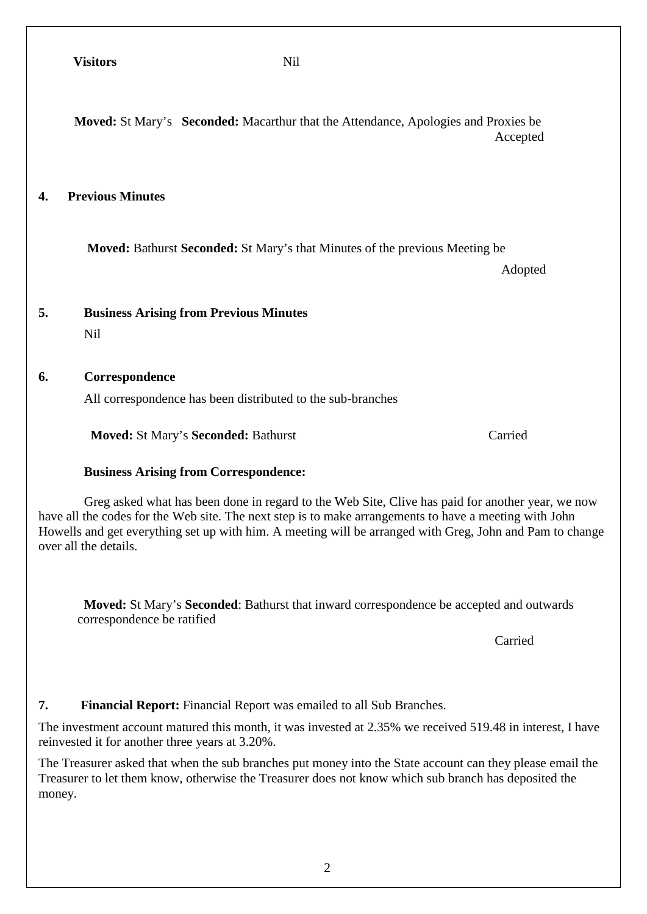**Visitors** Nil

**Moved:** St Mary's **Seconded:** Macarthur that the Attendance, Apologies and Proxies be Accepted

## 4. Previous Minutes

**Moved:** Bathurst **Seconded:** St Mary's that Minutes of the previous Meeting be

Adopted

## 5. Business Arising from Previous Minutes

Nil

## 6. Correspondence

All correspondence has been distributed to the sub-branches

**Moved:** St Mary's **Seconded:** Bathurst Carried

**Business Arising from Correspondence:**

Greg asked what has been done in regard to the Web Site, Clive has paid for another year, we now have all the codes for the Web site. The next step is to make arrangements to have a meeting with John Howells and get everything set up with him. A meeting will be arranged with Greg, John and Pam to change over all the details.

**Moved:** St Mary's **Seconded**: Bathurst that inward correspondence be accepted and outwards correspondence be ratified

Carried

## 7. Financial Report:

**Financial Report:** Financial Report was emailed to all Sub Branches.

The investment account matured this month, it was invested at 2.35% we received 519.48 in interest, I have reinvested it for another three years at 3.20%.

The Treasurer asked that when the sub branches put money into the State account can they please email the Treasurer to let them know, otherwise the Treasurer does not know which sub branch has deposited the money.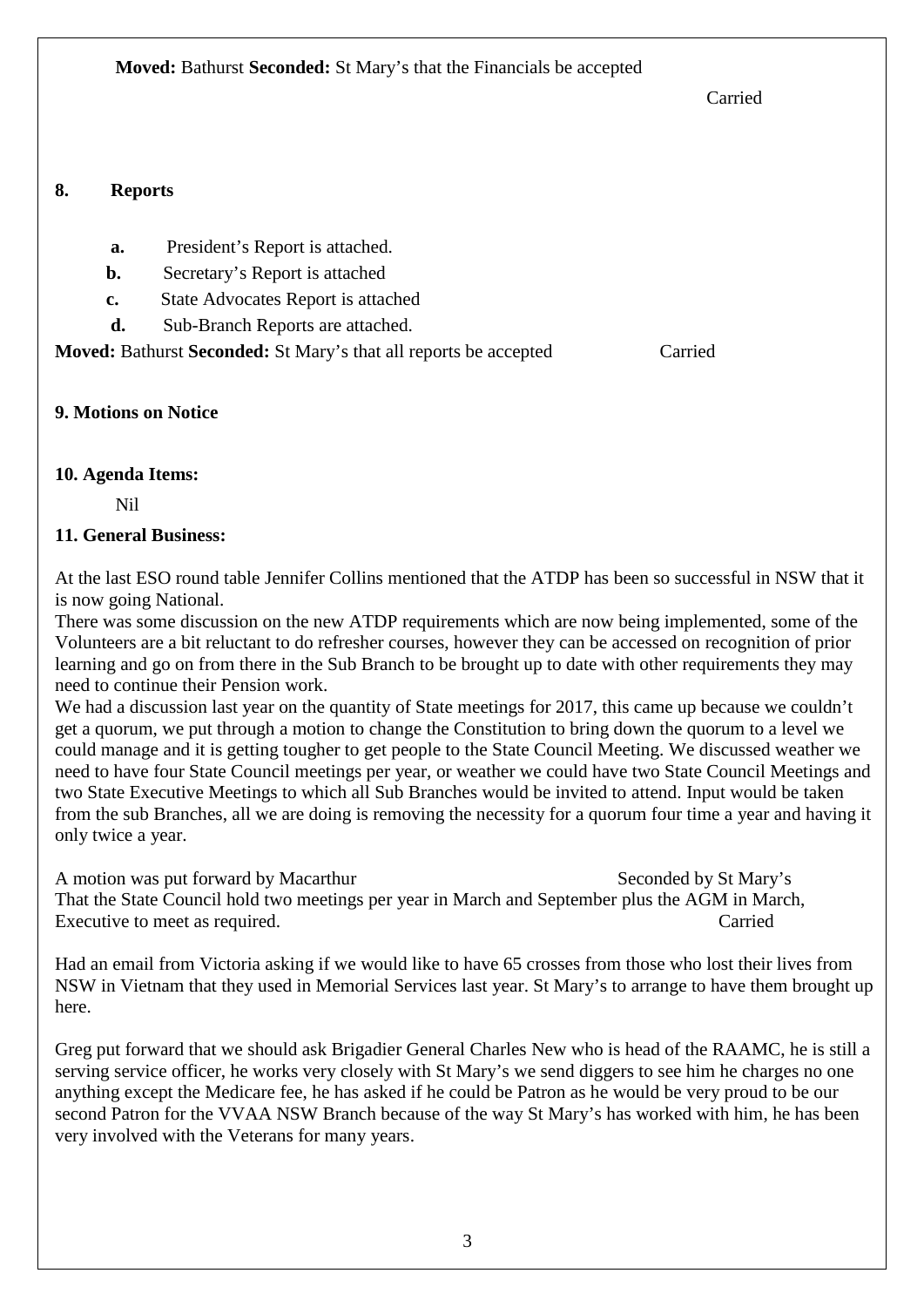**Moved:** Bathurst **Seconded:** St Mary's that the Financials be accepted

Carried

**8. Reports**

- **a.** President's Report is attached.
- **b.** Secretary's Report is attached
- **c.** State Advocates Report is attached
- **d.** Sub-Branch Reports are attached.

**Moved:** Bathurst **Seconded:** St Mary's that all reports be accepted Carried

**9. Motions on Notice**

**10. Agenda Items:**

Nil

**11. General Business:**

At the last ESO round table Jennifer Collins mentioned that the ATDP has been so successful in NSW that it is now going National.
There was some discussion on the new ATDP requirements which are now being implemented, some of the Volunteers are a bit reluctant to do refresher courses, however they can be accessed on recognition of prior learning and go on from there in the Sub Branch to be brought up to date with other requirements they may need to continue their Pension work.
We had a discussion last year on the quantity of State meetings for 2017, this came up because we couldn't get a quorum, we put through a motion to change the Constitution to bring down the quorum to a level we could manage and it is getting tougher to get people to the State Council Meeting. We discussed weather we need to have four State Council meetings per year, or weather we could have two State Council Meetings and two State Executive Meetings to which all Sub Branches would be invited to attend. Input would be taken from the sub Branches, all we are doing is removing the necessity for a quorum four time a year and having it only twice a year.

A motion was put forward by Macarthur Seconded by St Mary's
That the State Council hold two meetings per year in March and September plus the AGM in March, Executive to meet as required. Carried

Had an email from Victoria asking if we would like to have 65 crosses from those who lost their lives from NSW in Vietnam that they used in Memorial Services last year. St Mary's to arrange to have them brought up here.

Greg put forward that we should ask Brigadier General Charles New who is head of the RAAMC, he is still a serving service officer, he works very closely with St Mary's we send diggers to see him he charges no one anything except the Medicare fee, he has asked if he could be Patron as he would be very proud to be our second Patron for the VVAA NSW Branch because of the way St Mary's has worked with him, he has been very involved with the Veterans for many years.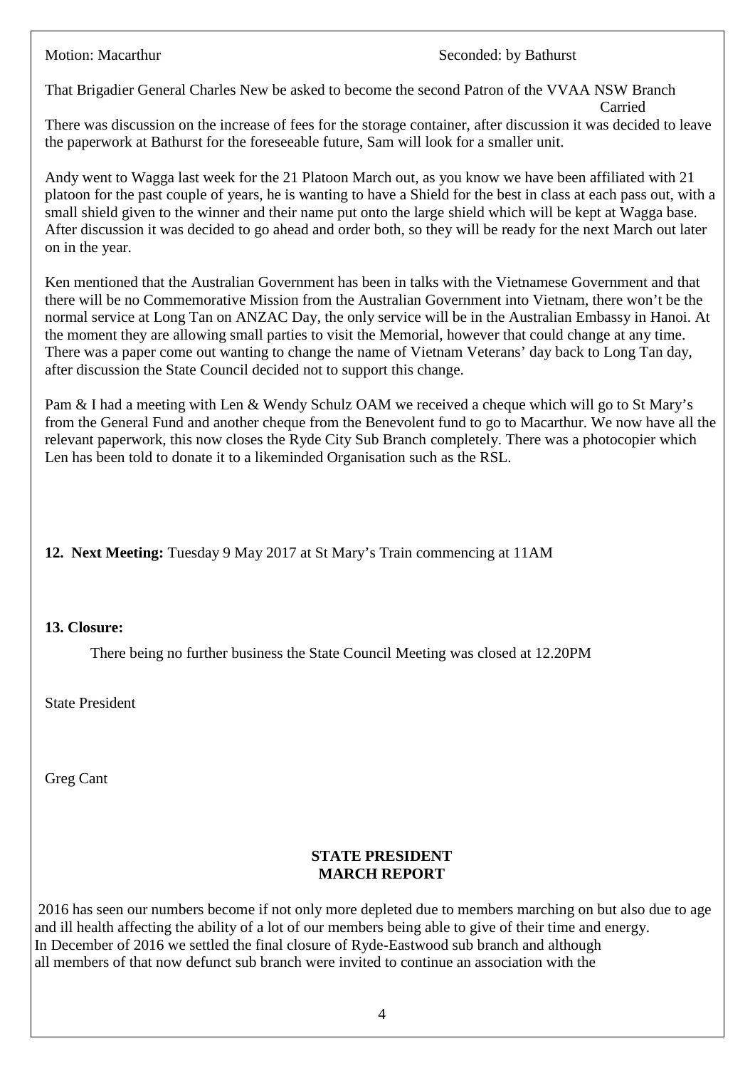Motion: Macarthur Seconded: by Bathurst

That Brigadier General Charles New be asked to become the second Patron of the VVAA NSW Branch

Carried

There was discussion on the increase of fees for the storage container, after discussion it was decided to leave the paperwork at Bathurst for the foreseeable future, Sam will look for a smaller unit.

Andy went to Wagga last week for the 21 Platoon March out, as you know we have been affiliated with 21 platoon for the past couple of years, he is wanting to have a Shield for the best in class at each pass out, with a small shield given to the winner and their name put onto the large shield which will be kept at Wagga base. After discussion it was decided to go ahead and order both, so they will be ready for the next March out later on in the year.

Ken mentioned that the Australian Government has been in talks with the Vietnamese Government and that there will be no Commemorative Mission from the Australian Government into Vietnam, there won't be the normal service at Long Tan on ANZAC Day, the only service will be in the Australian Embassy in Hanoi. At the moment they are allowing small parties to visit the Memorial, however that could change at any time. There was a paper come out wanting to change the name of Vietnam Veterans' day back to Long Tan day, after discussion the State Council decided not to support this change.

Pam & I had a meeting with Len & Wendy Schulz OAM we received a cheque which will go to St Mary's from the General Fund and another cheque from the Benevolent fund to go to Macarthur. We now have all the relevant paperwork, this now closes the Ryde City Sub Branch completely. There was a photocopier which Len has been told to donate it to a likeminded Organisation such as the RSL.

**12. Next Meeting:** Tuesday 9 May 2017 at St Mary's Train commencing at 11AM

**13. Closure:**

There being no further business the State Council Meeting was closed at 12.20PM

State President

Greg Cant

## STATE PRESIDENT
## MARCH REPORT

2016 has seen our numbers become if not only more depleted due to members marching on but also due to age and ill health affecting the ability of a lot of our members being able to give of their time and energy.
In December of 2016 we settled the final closure of Ryde-Eastwood sub branch and although all members of that now defunct sub branch were invited to continue an association with the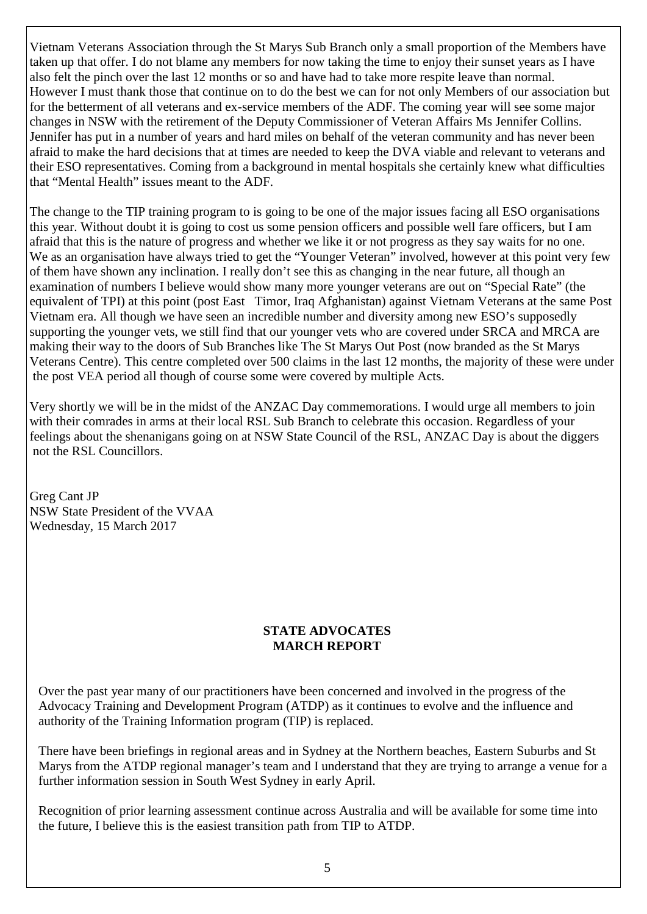Vietnam Veterans Association through the St Marys Sub Branch only a small proportion of the Members have taken up that offer. I do not blame any members for now taking the time to enjoy their sunset years as I have also felt the pinch over the last 12 months or so and have had to take more respite leave than normal. However I must thank those that continue on to do the best we can for not only Members of our association but for the betterment of all veterans and ex-service members of the ADF. The coming year will see some major changes in NSW with the retirement of the Deputy Commissioner of Veteran Affairs Ms Jennifer Collins. Jennifer has put in a number of years and hard miles on behalf of the veteran community and has never been afraid to make the hard decisions that at times are needed to keep the DVA viable and relevant to veterans and their ESO representatives. Coming from a background in mental hospitals she certainly knew what difficulties that "Mental Health" issues meant to the ADF.

The change to the TIP training program to is going to be one of the major issues facing all ESO organisations this year. Without doubt it is going to cost us some pension officers and possible well fare officers, but I am afraid that this is the nature of progress and whether we like it or not progress as they say waits for no one. We as an organisation have always tried to get the "Younger Veteran" involved, however at this point very few of them have shown any inclination. I really don't see this as changing in the near future, all though an examination of numbers I believe would show many more younger veterans are out on "Special Rate" (the equivalent of TPI) at this point (post East Timor, Iraq Afghanistan) against Vietnam Veterans at the same Post Vietnam era. All though we have seen an incredible number and diversity among new ESO's supposedly supporting the younger vets, we still find that our younger vets who are covered under SRCA and MRCA are making their way to the doors of Sub Branches like The St Marys Out Post (now branded as the St Marys Veterans Centre). This centre completed over 500 claims in the last 12 months, the majority of these were under the post VEA period all though of course some were covered by multiple Acts.

Very shortly we will be in the midst of the ANZAC Day commemorations. I would urge all members to join with their comrades in arms at their local RSL Sub Branch to celebrate this occasion. Regardless of your feelings about the shenanigans going on at NSW State Council of the RSL, ANZAC Day is about the diggers not the RSL Councillors.

Greg Cant JP  
NSW State President of the VVAA  
Wednesday, 15 March 2017

## STATE ADVOCATES MARCH REPORT

Over the past year many of our practitioners have been concerned and involved in the progress of the Advocacy Training and Development Program (ATDP) as it continues to evolve and the influence and authority of the Training Information program (TIP) is replaced.

There have been briefings in regional areas and in Sydney at the Northern beaches, Eastern Suburbs and St Marys from the ATDP regional manager's team and I understand that they are trying to arrange a venue for a further information session in South West Sydney in early April.

Recognition of prior learning assessment continue across Australia and will be available for some time into the future, I believe this is the easiest transition path from TIP to ATDP.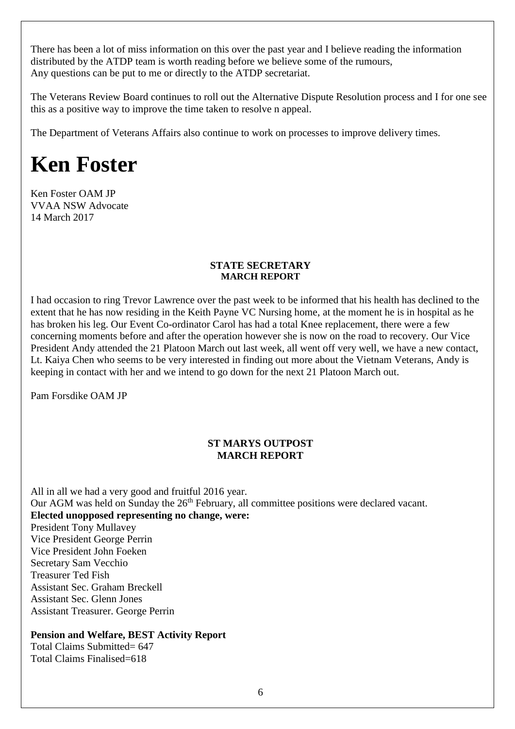There has been a lot of miss information on this over the past year and I believe reading the information distributed by the ATDP team is worth reading before we believe some of the rumours,
Any questions can be put to me or directly to the ATDP secretariat.

The Veterans Review Board continues to roll out the Alternative Dispute Resolution process and I for one see this as a positive way to improve the time taken to resolve n appeal.

The Department of Veterans Affairs also continue to work on processes to improve delivery times.

# Ken Foster

Ken Foster OAM JP
VVAA NSW Advocate
14 March 2017

**STATE SECRETARY**
**MARCH REPORT**

I had occasion to ring Trevor Lawrence over the past week to be informed that his health has declined to the extent that he has now residing in the Keith Payne VC Nursing home, at the moment he is in hospital as he has broken his leg. Our Event Co-ordinator Carol has had a total Knee replacement, there were a few concerning moments before and after the operation however she is now on the road to recovery. Our Vice President Andy attended the 21 Platoon March out last week, all went off very well, we have a new contact, Lt. Kaiya Chen who seems to be very interested in finding out more about the Vietnam Veterans, Andy is keeping in contact with her and we intend to go down for the next 21 Platoon March out.

Pam Forsdike OAM JP

**ST MARYS OUTPOST**
**MARCH REPORT**

All in all we had a very good and fruitful 2016 year.
Our AGM was held on Sunday the 26th February, all committee positions were declared vacant.
**Elected unopposed representing no change, were:**
President Tony Mullavey
Vice President George Perrin
Vice President John Foeken
Secretary Sam Vecchio
Treasurer Ted Fish
Assistant Sec. Graham Breckell
Assistant Sec. Glenn Jones
Assistant Treasurer. George Perrin

**Pension and Welfare, BEST Activity Report**
Total Claims Submitted= 647
Total Claims Finalised=618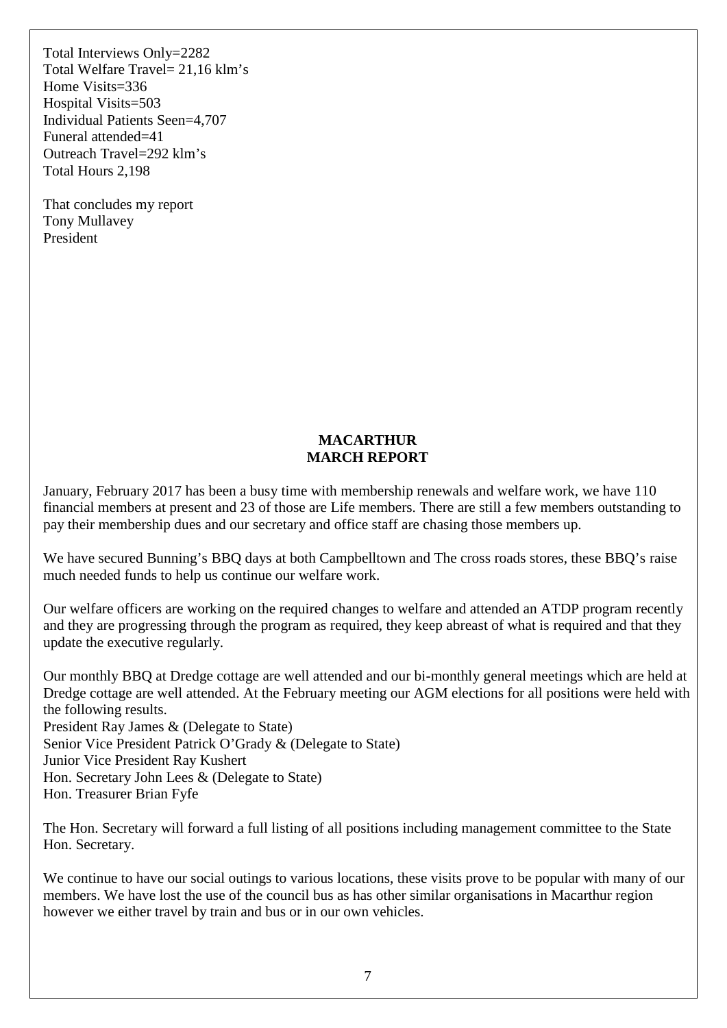Total Interviews Only=2282
Total Welfare Travel= 21,16 klm's
Home Visits=336
Hospital Visits=503
Individual Patients Seen=4,707
Funeral attended=41
Outreach Travel=292 klm's
Total Hours 2,198

That concludes my report
Tony Mullavey
President

## MACARTHUR
## MARCH REPORT

January, February 2017 has been a busy time with membership renewals and welfare work, we have 110 financial members at present and 23 of those are Life members. There are still a few members outstanding to pay their membership dues and our secretary and office staff are chasing those members up.

We have secured Bunning's BBQ days at both Campbelltown and The cross roads stores, these BBQ's raise much needed funds to help us continue our welfare work.

Our welfare officers are working on the required changes to welfare and attended an ATDP program recently and they are progressing through the program as required, they keep abreast of what is required and that they update the executive regularly.

Our monthly BBQ at Dredge cottage are well attended and our bi-monthly general meetings which are held at Dredge cottage are well attended. At the February meeting our AGM elections for all positions were held with the following results.
President Ray James & (Delegate to State)
Senior Vice President Patrick O'Grady & (Delegate to State)
Junior Vice President Ray Kushert
Hon. Secretary John Lees & (Delegate to State)
Hon. Treasurer Brian Fyfe

The Hon. Secretary will forward a full listing of all positions including management committee to the State Hon. Secretary.

We continue to have our social outings to various locations, these visits prove to be popular with many of our members. We have lost the use of the council bus as has other similar organisations in Macarthur region however we either travel by train and bus or in our own vehicles.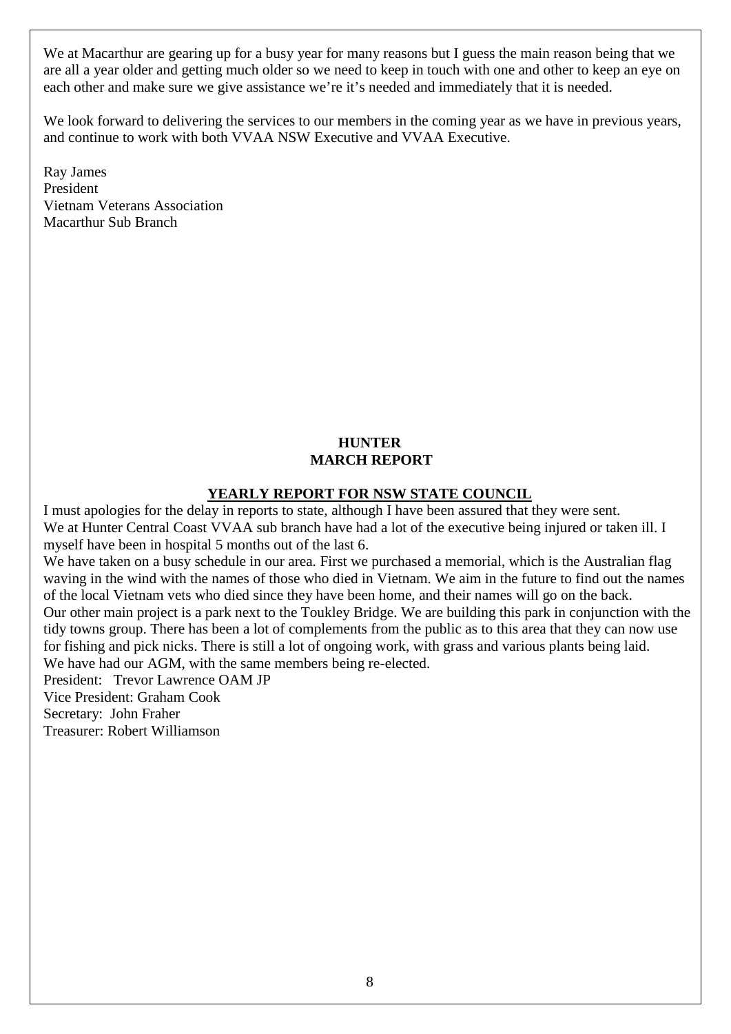We at Macarthur are gearing up for a busy year for many reasons but I guess the main reason being that we are all a year older and getting much older so we need to keep in touch with one and other to keep an eye on each other and make sure we give assistance we're it's needed and immediately that it is needed.

We look forward to delivering the services to our members in the coming year as we have in previous years, and continue to work with both VVAA NSW Executive and VVAA Executive.

Ray James  
President  
Vietnam Veterans Association  
Macarthur Sub Branch

## HUNTER
## MARCH REPORT

### YEARLY REPORT FOR NSW STATE COUNCIL

I must apologies for the delay in reports to state, although I have been assured that they were sent.  
We at Hunter Central Coast VVAA sub branch have had a lot of the executive being injured or taken ill. I myself have been in hospital 5 months out of the last 6.  
We have taken on a busy schedule in our area. First we purchased a memorial, which is the Australian flag waving in the wind with the names of those who died in Vietnam. We aim in the future to find out the names of the local Vietnam vets who died since they have been home, and their names will go on the back.  
Our other main project is a park next to the Toukley Bridge. We are building this park in conjunction with the tidy towns group. There has been a lot of complements from the public as to this area that they can now use for fishing and pick nicks. There is still a lot of ongoing work, with grass and various plants being laid.  
We have had our AGM, with the same members being re-elected.  
President: Trevor Lawrence OAM JP  
Vice President: Graham Cook  
Secretary: John Fraher  
Treasurer: Robert Williamson